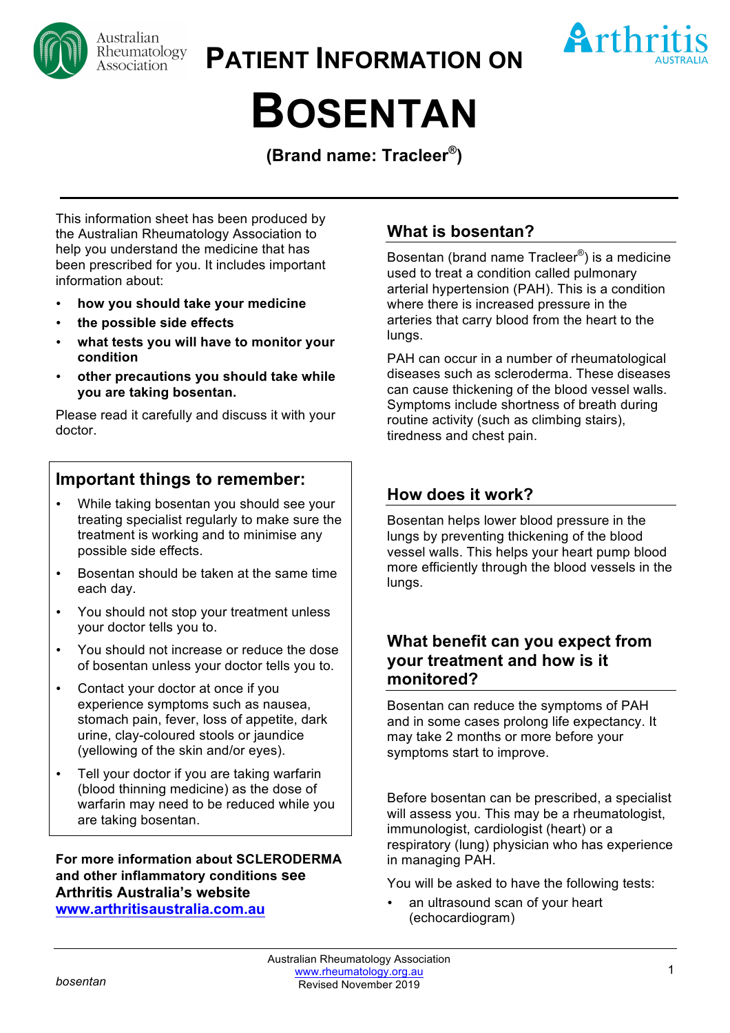# PATIENT INFORMATION ON

# BOSENTAN

**(Brand name: Tracleer®)**

This information sheet has been produced by the Australian Rheumatology Association to help you understand the medicine that has been prescribed for you. It includes important information about:

- **how you should take your medicine**
- **the possible side effects**
- **what tests you will have to monitor your condition**
- **other precautions you should take while you are taking bosentan.**

Please read it carefully and discuss it with your doctor.

## Important things to remember:

- While taking bosentan you should see your treating specialist regularly to make sure the treatment is working and to minimise any possible side effects.
- Bosentan should be taken at the same time each day.
- You should not stop your treatment unless your doctor tells you to.
- You should not increase or reduce the dose of bosentan unless your doctor tells you to.
- Contact your doctor at once if you experience symptoms such as nausea, stomach pain, fever, loss of appetite, dark urine, clay-coloured stools or jaundice (yellowing of the skin and/or eyes).
- Tell your doctor if you are taking warfarin (blood thinning medicine) as the dose of warfarin may need to be reduced while you are taking bosentan.

**For more information about SCLERODERMA and other inflammatory conditions see Arthritis Australia's website [www.arthritisaustralia.com.au](www.arthritisaustralia.com.au)**

## What is bosentan?

Bosentan (brand name Tracleer®) is a medicine used to treat a condition called pulmonary arterial hypertension (PAH). This is a condition where there is increased pressure in the arteries that carry blood from the heart to the lungs.

PAH can occur in a number of rheumatological diseases such as scleroderma. These diseases can cause thickening of the blood vessel walls. Symptoms include shortness of breath during routine activity (such as climbing stairs), tiredness and chest pain.

## How does it work?

Bosentan helps lower blood pressure in the lungs by preventing thickening of the blood vessel walls. This helps your heart pump blood more efficiently through the blood vessels in the lungs.

## What benefit can you expect from your treatment and how is it monitored?

Bosentan can reduce the symptoms of PAH and in some cases prolong life expectancy. It may take 2 months or more before your symptoms start to improve.

Before bosentan can be prescribed, a specialist will assess you. This may be a rheumatologist, immunologist, cardiologist (heart) or a respiratory (lung) physician who has experience in managing PAH.

You will be asked to have the following tests:

- an ultrasound scan of your heart (echocardiogram)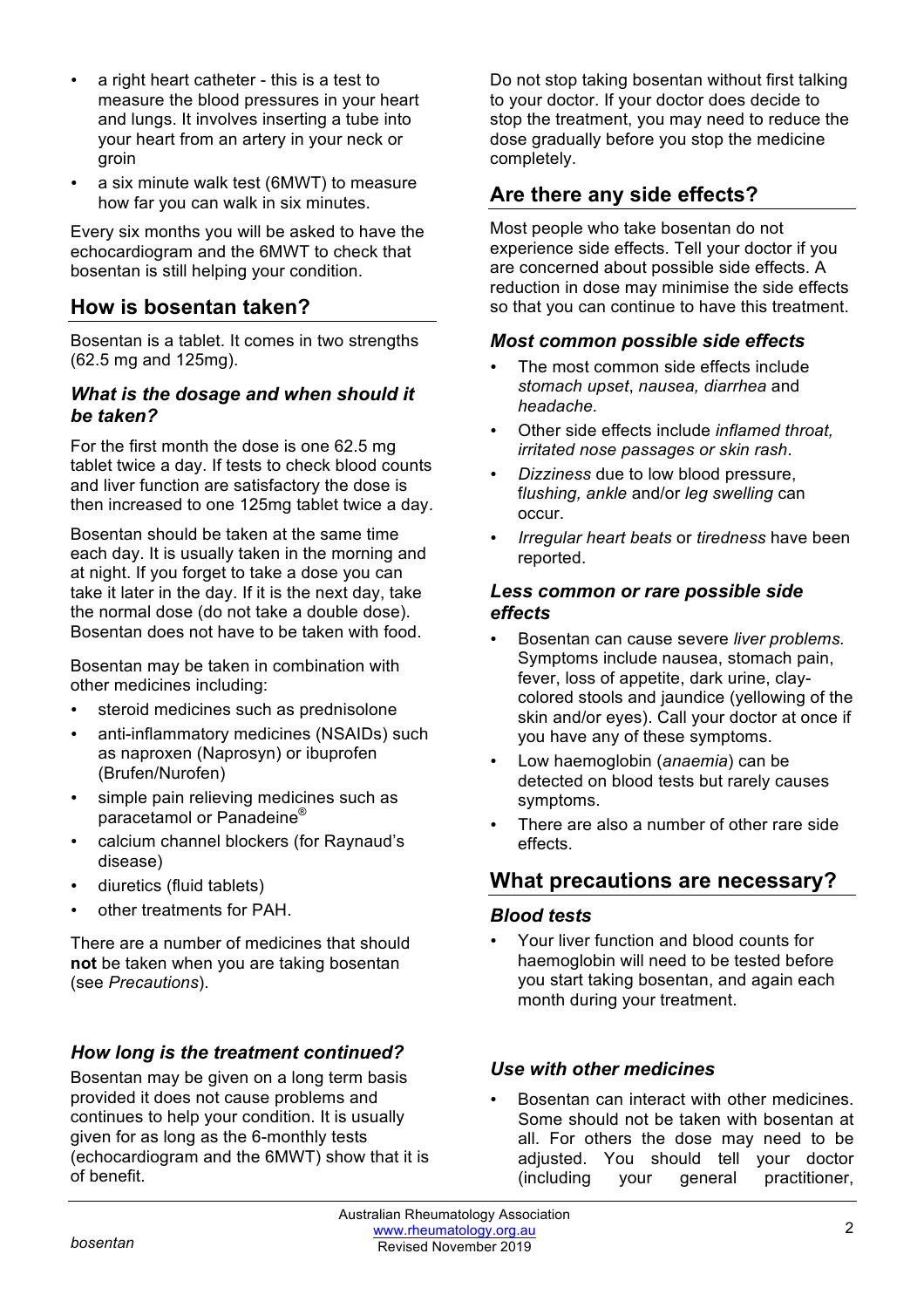- a right heart catheter - this is a test to measure the blood pressures in your heart and lungs. It involves inserting a tube into your heart from an artery in your neck or groin
- a six minute walk test (6MWT) to measure how far you can walk in six minutes.

Every six months you will be asked to have the echocardiogram and the 6MWT to check that bosentan is still helping your condition.

## How is bosentan taken?

Bosentan is a tablet. It comes in two strengths (62.5 mg and 125mg).

### *What is the dosage and when should it be taken?*

For the first month the dose is one 62.5 mg tablet twice a day. If tests to check blood counts and liver function are satisfactory the dose is then increased to one 125mg tablet twice a day.

Bosentan should be taken at the same time each day. It is usually taken in the morning and at night. If you forget to take a dose you can take it later in the day. If it is the next day, take the normal dose (do not take a double dose). Bosentan does not have to be taken with food.

Bosentan may be taken in combination with other medicines including:

- steroid medicines such as prednisolone
- anti-inflammatory medicines (NSAIDs) such as naproxen (Naprosyn) or ibuprofen (Brufen/Nurofen)
- simple pain relieving medicines such as paracetamol or Panadeine®
- calcium channel blockers (for Raynaud's disease)
- diuretics (fluid tablets)
- other treatments for PAH.

There are a number of medicines that should **not** be taken when you are taking bosentan (see *Precautions*).

### *How long is the treatment continued?*

Bosentan may be given on a long term basis provided it does not cause problems and continues to help your condition. It is usually given for as long as the 6-monthly tests (echocardiogram and the 6MWT) show that it is of benefit.

Do not stop taking bosentan without first talking to your doctor. If your doctor does decide to stop the treatment, you may need to reduce the dose gradually before you stop the medicine completely.

## Are there any side effects?

Most people who take bosentan do not experience side effects. Tell your doctor if you are concerned about possible side effects. A reduction in dose may minimise the side effects so that you can continue to have this treatment.

### *Most common possible side effects*

- The most common side effects include *stomach upset*, *nausea, diarrhea* and *headache.*
- Other side effects include *inflamed throat, irritated nose passages or skin rash*.
- *Dizziness* due to low blood pressure, f*lushing, ankle* and/or *leg swelling* can occur.
- *Irregular heart beats* or *tiredness* have been reported.

### *Less common or rare possible side effects*

- Bosentan can cause severe *liver problems.* Symptoms include nausea, stomach pain, fever, loss of appetite, dark urine, clay-colored stools and jaundice (yellowing of the skin and/or eyes). Call your doctor at once if you have any of these symptoms.
- Low haemoglobin (*anaemia*) can be detected on blood tests but rarely causes symptoms.
- There are also a number of other rare side effects.

## What precautions are necessary?

### *Blood tests*

- Your liver function and blood counts for haemoglobin will need to be tested before you start taking bosentan, and again each month during your treatment.

### *Use with other medicines*

- Bosentan can interact with other medicines. Some should not be taken with bosentan at all. For others the dose may need to be adjusted. You should tell your doctor (including your general practitioner,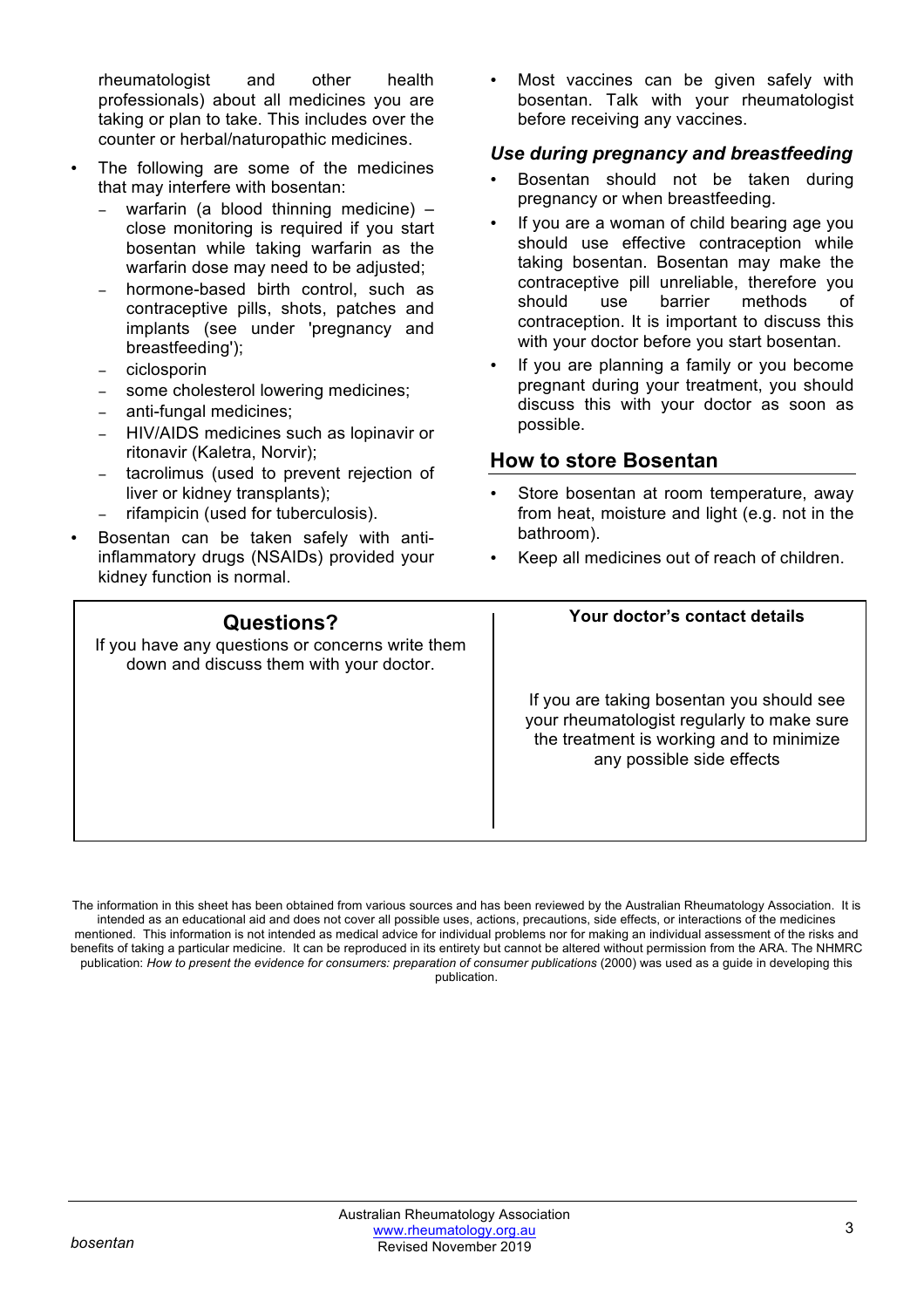rheumatologist and other health professionals) about all medicines you are taking or plan to take. This includes over the counter or herbal/naturopathic medicines.

- The following are some of the medicines that may interfere with bosentan:
  - warfarin (a blood thinning medicine) – close monitoring is required if you start bosentan while taking warfarin as the warfarin dose may need to be adjusted;
  - hormone-based birth control, such as contraceptive pills, shots, patches and implants (see under 'pregnancy and breastfeeding');
  - ciclosporin
  - some cholesterol lowering medicines;
  - anti-fungal medicines;
  - HIV/AIDS medicines such as lopinavir or ritonavir (Kaletra, Norvir);
  - tacrolimus (used to prevent rejection of liver or kidney transplants);
  - rifampicin (used for tuberculosis).
- Bosentan can be taken safely with anti-inflammatory drugs (NSAIDs) provided your kidney function is normal.
- Most vaccines can be given safely with bosentan. Talk with your rheumatologist before receiving any vaccines.

### *Use during pregnancy and breastfeeding*

- Bosentan should not be taken during pregnancy or when breastfeeding.
- If you are a woman of child bearing age you should use effective contraception while taking bosentan. Bosentan may make the contraceptive pill unreliable, therefore you should use barrier methods of contraception. It is important to discuss this with your doctor before you start bosentan.
- If you are planning a family or you become pregnant during your treatment, you should discuss this with your doctor as soon as possible.

## How to store Bosentan

- Store bosentan at room temperature, away from heat, moisture and light (e.g. not in the bathroom).
- Keep all medicines out of reach of children.

## Questions?

If you have any questions or concerns write them down and discuss them with your doctor.

**Your doctor's contact details**

If you are taking bosentan you should see your rheumatologist regularly to make sure the treatment is working and to minimize any possible side effects

The information in this sheet has been obtained from various sources and has been reviewed by the Australian Rheumatology Association. It is intended as an educational aid and does not cover all possible uses, actions, precautions, side effects, or interactions of the medicines mentioned. This information is not intended as medical advice for individual problems nor for making an individual assessment of the risks and benefits of taking a particular medicine. It can be reproduced in its entirety but cannot be altered without permission from the ARA. The NHMRC publication: *How to present the evidence for consumers: preparation of consumer publications* (2000) was used as a guide in developing this publication.